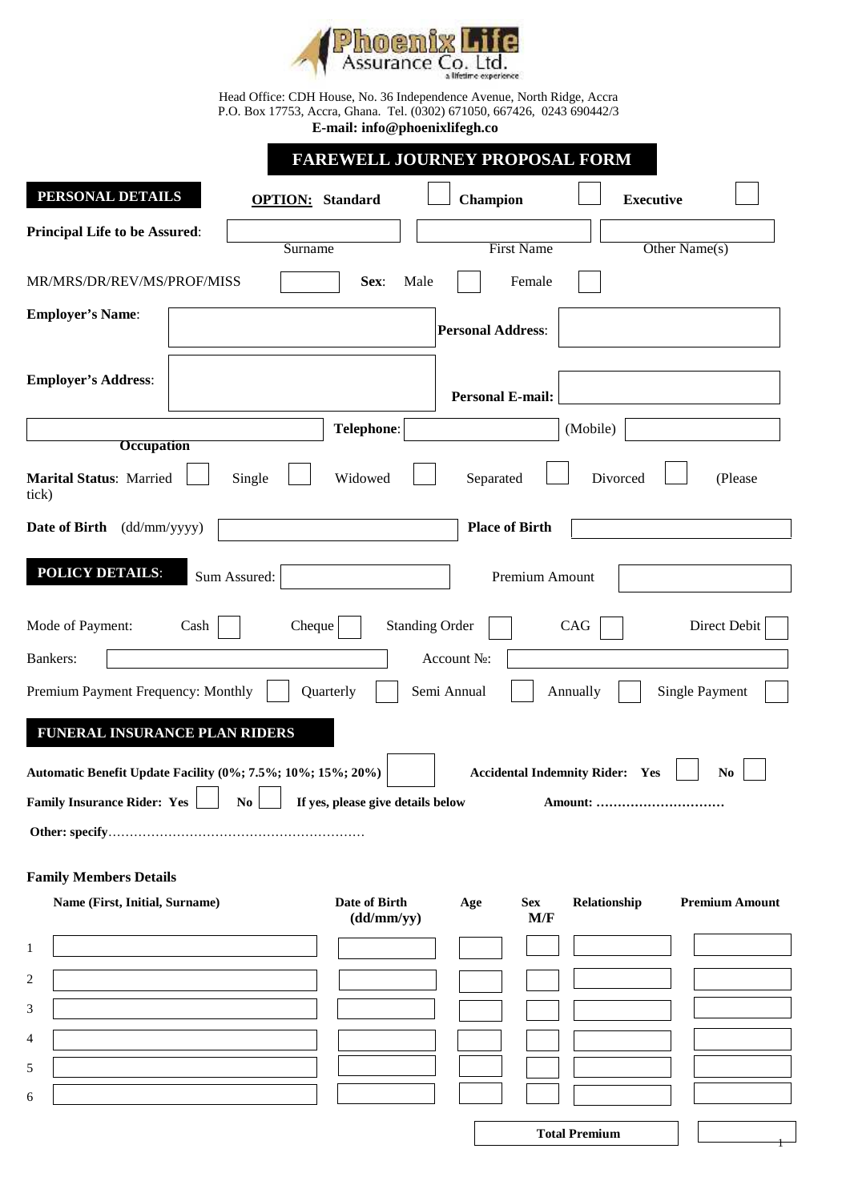**Phoenix Life Assurance Co. Ltd.**
a lifetime experience

Head Office: CDH House, No. 36 Independence Avenue, North Ridge, Accra
P.O. Box 17753, Accra, Ghana. Tel. (0302) 671050, 667426, 0243 690442/3
**E-mail: info@phoenixlifegh.co**

# FAREWELL JOURNEY PROPOSAL FORM

## PERSONAL DETAILS

**OPTION: Standard** ☐ **Champion** ☐ **Executive** ☐

**Principal Life to be Assured**: ____________ Surname ____________ First Name ____________ Other Name(s)

MR/MRS/DR/REV/MS/PROF/MISS ☐ **Sex**: Male ☐ Female ☐

**Employer's Name**: ____________ **Personal Address**: ____________

**Employer's Address**: ____________ **Personal E-mail:** ____________

____________ **Occupation** **Telephone**: ____________ (Mobile) ____________

**Marital Status**: Married ☐ Single ☐ Widowed ☐ Separated ☐ Divorced ☐ (Please tick)

**Date of Birth** (dd/mm/yyyy) ____________ **Place of Birth** ____________

## POLICY DETAILS:

Sum Assured: ____________ Premium Amount ____________

Mode of Payment: Cash ☐ Cheque ☐ Standing Order ☐ CAG ☐ Direct Debit ☐

Bankers: ____________ Account №: ____________

Premium Payment Frequency: Monthly ☐ Quarterly ☐ Semi Annual ☐ Annually ☐ Single Payment ☐

## FUNERAL INSURANCE PLAN RIDERS

**Automatic Benefit Update Facility (0%; 7.5%; 10%; 15%; 20%)** ☐ **Accidental Indemnity Rider: Yes** ☐ **No** ☐

**Family Insurance Rider: Yes** ☐ **No** ☐ **If yes, please give details below** **Amount: …………………………**

**Other: specify**……………………………………………………

**Family Members Details**

| | Name (First, Initial, Surname) | Date of Birth (dd/mm/yy) | Age | Sex M/F | Relationship | Premium Amount |
|---|---|---|---|---|---|---|
| 1 | | | | | | |
| 2 | | | | | | |
| 3 | | | | | | |
| 4 | | | | | | |
| 5 | | | | | | |
| 6 | | | | | | |
| | | | | | **Total Premium** | |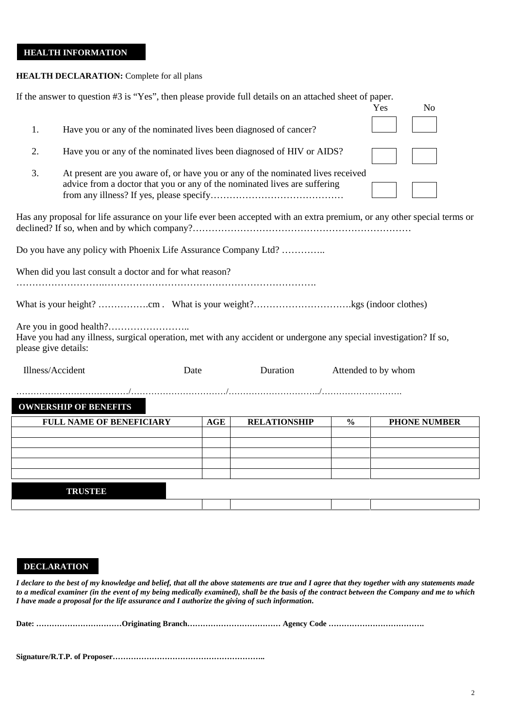## HEALTH INFORMATION

**HEALTH DECLARATION:** Complete for all plans

If the answer to question #3 is "Yes", then please provide full details on an attached sheet of paper.

| | | Yes | No |
|---|---|---|---|
| 1. | Have you or any of the nominated lives been diagnosed of cancer? | | |
| 2. | Have you or any of the nominated lives been diagnosed of HIV or AIDS? | | |
| 3. | At present are you aware of, or have you or any of the nominated lives received advice from a doctor that you or any of the nominated lives are suffering from any illness? If yes, please specify…………………………………… | | |

Has any proposal for life assurance on your life ever been accepted with an extra premium, or any other special terms or declined? If so, when and by which company?……………………………………………………………

Do you have any policy with Phoenix Life Assurance Company Ltd? …………..

When did you last consult a doctor and for what reason?

………………………..……………………………………………………….

What is your height? …………….cm . What is your weight?………………………….kgs (indoor clothes)

Are you in good health?……………………..

Have you had any illness, surgical operation, met with any accident or undergone any special investigation? If so, please give details:

Illness/Accident Date Duration Attended to by whom

………………………………./……………………………/…………………………../……………………….

## OWNERSHIP OF BENEFITS

| FULL NAME OF BENEFICIARY | AGE | RELATIONSHIP | % | PHONE NUMBER |
|---|---|---|---|---|
| | | | | |
| | | | | |
| | | | | |
| | | | | |
| | | | | |

## TRUSTEE

| | | | | |
|---|---|---|---|---|
| | | | | |

## DECLARATION

***I declare to the best of my knowledge and belief, that all the above statements are true and I agree that they together with any statements made to a medical examiner (in the event of my being medically examined), shall be the basis of the contract between the Company and me to which I have made a proposal for the life assurance and I authorize the giving of such information.***

**Date: ……………………………Originating Branch……………………………… Agency Code ……………………………….**

**Signature/R.T.P. of Proposer…………………………………………………..**